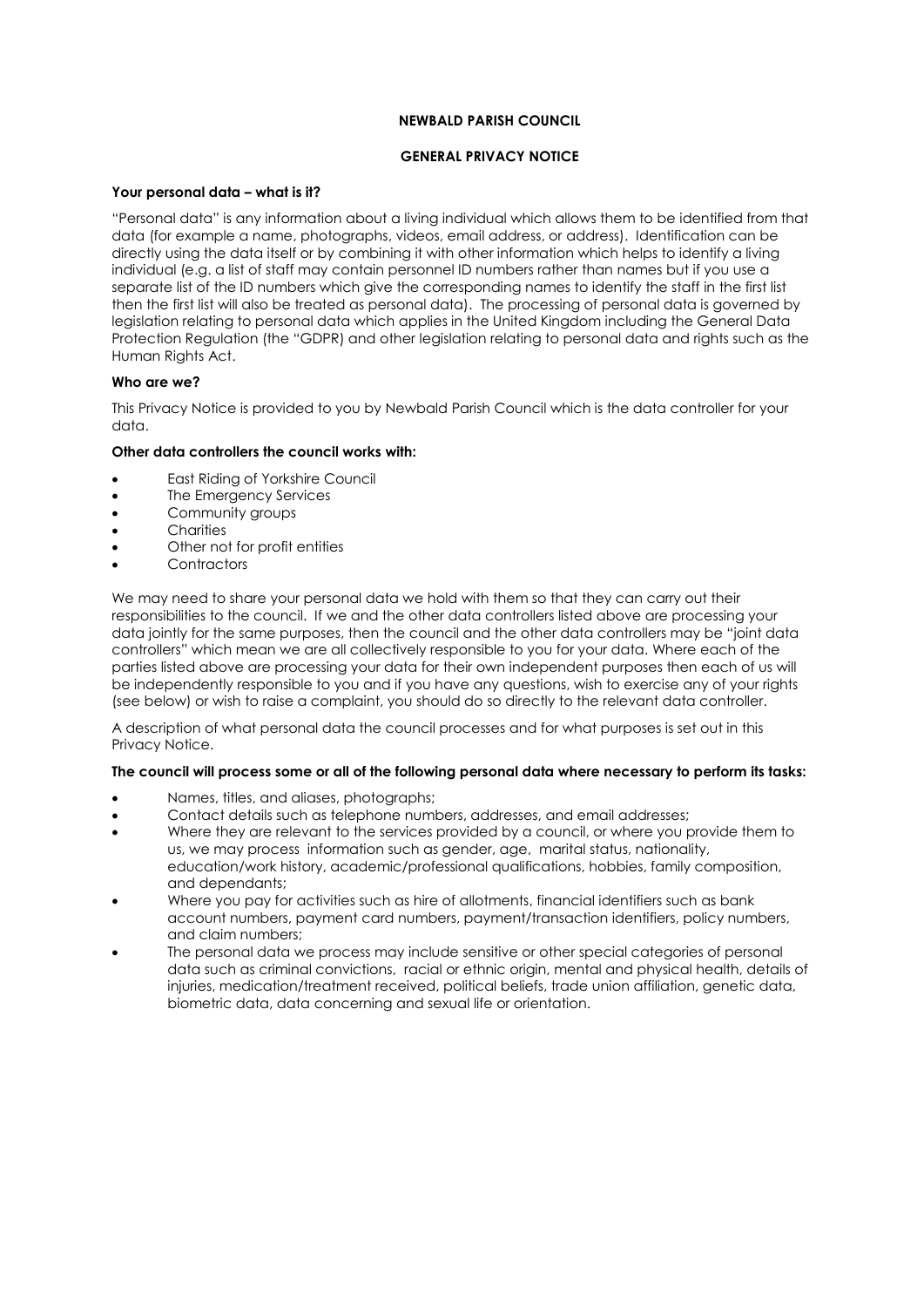# NEWBALD PARISH COUNCIL

## GENERAL PRIVACY NOTICE

**Your personal data – what is it?**

"Personal data" is any information about a living individual which allows them to be identified from that data (for example a name, photographs, videos, email address, or address). Identification can be directly using the data itself or by combining it with other information which helps to identify a living individual (e.g. a list of staff may contain personnel ID numbers rather than names but if you use a separate list of the ID numbers which give the corresponding names to identify the staff in the first list then the first list will also be treated as personal data). The processing of personal data is governed by legislation relating to personal data which applies in the United Kingdom including the General Data Protection Regulation (the "GDPR) and other legislation relating to personal data and rights such as the Human Rights Act.

**Who are we?**

This Privacy Notice is provided to you by Newbald Parish Council which is the data controller for your data.

**Other data controllers the council works with:**

- East Riding of Yorkshire Council
- The Emergency Services
- Community groups
- Charities
- Other not for profit entities
- Contractors

We may need to share your personal data we hold with them so that they can carry out their responsibilities to the council. If we and the other data controllers listed above are processing your data jointly for the same purposes, then the council and the other data controllers may be "joint data controllers" which mean we are all collectively responsible to you for your data. Where each of the parties listed above are processing your data for their own independent purposes then each of us will be independently responsible to you and if you have any questions, wish to exercise any of your rights (see below) or wish to raise a complaint, you should do so directly to the relevant data controller.

A description of what personal data the council processes and for what purposes is set out in this Privacy Notice.

**The council will process some or all of the following personal data where necessary to perform its tasks:**

- Names, titles, and aliases, photographs;
- Contact details such as telephone numbers, addresses, and email addresses;
- Where they are relevant to the services provided by a council, or where you provide them to us, we may process information such as gender, age, marital status, nationality, education/work history, academic/professional qualifications, hobbies, family composition, and dependants;
- Where you pay for activities such as hire of allotments, financial identifiers such as bank account numbers, payment card numbers, payment/transaction identifiers, policy numbers, and claim numbers;
- The personal data we process may include sensitive or other special categories of personal data such as criminal convictions, racial or ethnic origin, mental and physical health, details of injuries, medication/treatment received, political beliefs, trade union affiliation, genetic data, biometric data, data concerning and sexual life or orientation.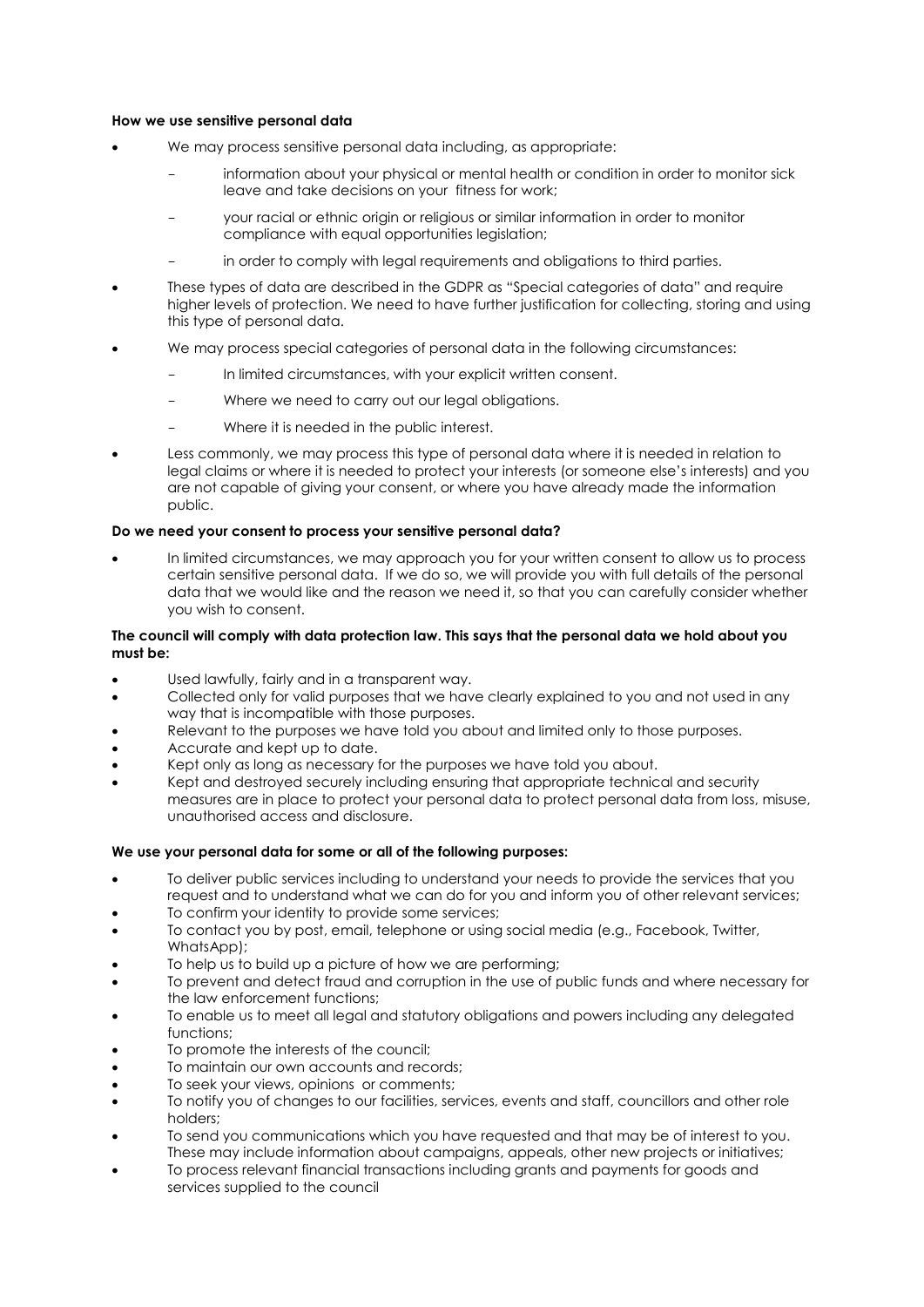**How we use sensitive personal data**

- We may process sensitive personal data including, as appropriate:
  - information about your physical or mental health or condition in order to monitor sick leave and take decisions on your fitness for work;
  - your racial or ethnic origin or religious or similar information in order to monitor compliance with equal opportunities legislation;
  - in order to comply with legal requirements and obligations to third parties.
- These types of data are described in the GDPR as "Special categories of data" and require higher levels of protection. We need to have further justification for collecting, storing and using this type of personal data.
- We may process special categories of personal data in the following circumstances:
  - In limited circumstances, with your explicit written consent.
  - Where we need to carry out our legal obligations.
  - Where it is needed in the public interest.
- Less commonly, we may process this type of personal data where it is needed in relation to legal claims or where it is needed to protect your interests (or someone else's interests) and you are not capable of giving your consent, or where you have already made the information public.

**Do we need your consent to process your sensitive personal data?**

- In limited circumstances, we may approach you for your written consent to allow us to process certain sensitive personal data. If we do so, we will provide you with full details of the personal data that we would like and the reason we need it, so that you can carefully consider whether you wish to consent.

**The council will comply with data protection law. This says that the personal data we hold about you must be:**

- Used lawfully, fairly and in a transparent way.
- Collected only for valid purposes that we have clearly explained to you and not used in any way that is incompatible with those purposes.
- Relevant to the purposes we have told you about and limited only to those purposes.
- Accurate and kept up to date.
- Kept only as long as necessary for the purposes we have told you about.
- Kept and destroyed securely including ensuring that appropriate technical and security measures are in place to protect your personal data to protect personal data from loss, misuse, unauthorised access and disclosure.

**We use your personal data for some or all of the following purposes:**

- To deliver public services including to understand your needs to provide the services that you request and to understand what we can do for you and inform you of other relevant services;
- To confirm your identity to provide some services;
- To contact you by post, email, telephone or using social media (e.g., Facebook, Twitter, WhatsApp);
- To help us to build up a picture of how we are performing;
- To prevent and detect fraud and corruption in the use of public funds and where necessary for the law enforcement functions;
- To enable us to meet all legal and statutory obligations and powers including any delegated functions;
- To promote the interests of the council;
- To maintain our own accounts and records;
- To seek your views, opinions or comments;
- To notify you of changes to our facilities, services, events and staff, councillors and other role holders;
- To send you communications which you have requested and that may be of interest to you. These may include information about campaigns, appeals, other new projects or initiatives;
- To process relevant financial transactions including grants and payments for goods and services supplied to the council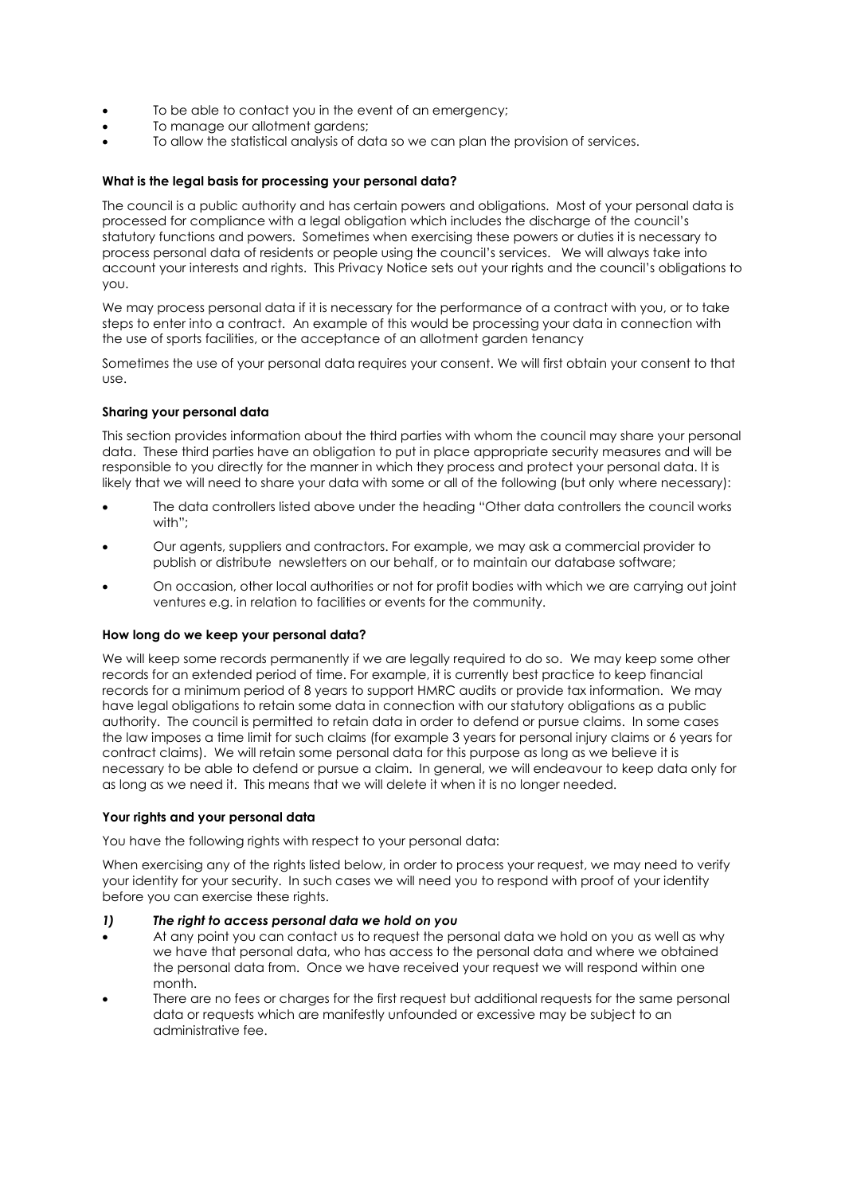- To be able to contact you in the event of an emergency;
- To manage our allotment gardens;
- To allow the statistical analysis of data so we can plan the provision of services.

**What is the legal basis for processing your personal data?**

The council is a public authority and has certain powers and obligations. Most of your personal data is processed for compliance with a legal obligation which includes the discharge of the council's statutory functions and powers. Sometimes when exercising these powers or duties it is necessary to process personal data of residents or people using the council's services. We will always take into account your interests and rights. This Privacy Notice sets out your rights and the council's obligations to you.

We may process personal data if it is necessary for the performance of a contract with you, or to take steps to enter into a contract. An example of this would be processing your data in connection with the use of sports facilities, or the acceptance of an allotment garden tenancy

Sometimes the use of your personal data requires your consent. We will first obtain your consent to that use.

**Sharing your personal data**

This section provides information about the third parties with whom the council may share your personal data. These third parties have an obligation to put in place appropriate security measures and will be responsible to you directly for the manner in which they process and protect your personal data. It is likely that we will need to share your data with some or all of the following (but only where necessary):

- The data controllers listed above under the heading "Other data controllers the council works with";
- Our agents, suppliers and contractors. For example, we may ask a commercial provider to publish or distribute newsletters on our behalf, or to maintain our database software;
- On occasion, other local authorities or not for profit bodies with which we are carrying out joint ventures e.g. in relation to facilities or events for the community.

**How long do we keep your personal data?**

We will keep some records permanently if we are legally required to do so. We may keep some other records for an extended period of time. For example, it is currently best practice to keep financial records for a minimum period of 8 years to support HMRC audits or provide tax information. We may have legal obligations to retain some data in connection with our statutory obligations as a public authority. The council is permitted to retain data in order to defend or pursue claims. In some cases the law imposes a time limit for such claims (for example 3 years for personal injury claims or 6 years for contract claims). We will retain some personal data for this purpose as long as we believe it is necessary to be able to defend or pursue a claim. In general, we will endeavour to keep data only for as long as we need it. This means that we will delete it when it is no longer needed.

**Your rights and your personal data**

You have the following rights with respect to your personal data:

When exercising any of the rights listed below, in order to process your request, we may need to verify your identity for your security. In such cases we will need you to respond with proof of your identity before you can exercise these rights.

***1) The right to access personal data we hold on you***

- At any point you can contact us to request the personal data we hold on you as well as why we have that personal data, who has access to the personal data and where we obtained the personal data from. Once we have received your request we will respond within one month.
- There are no fees or charges for the first request but additional requests for the same personal data or requests which are manifestly unfounded or excessive may be subject to an administrative fee.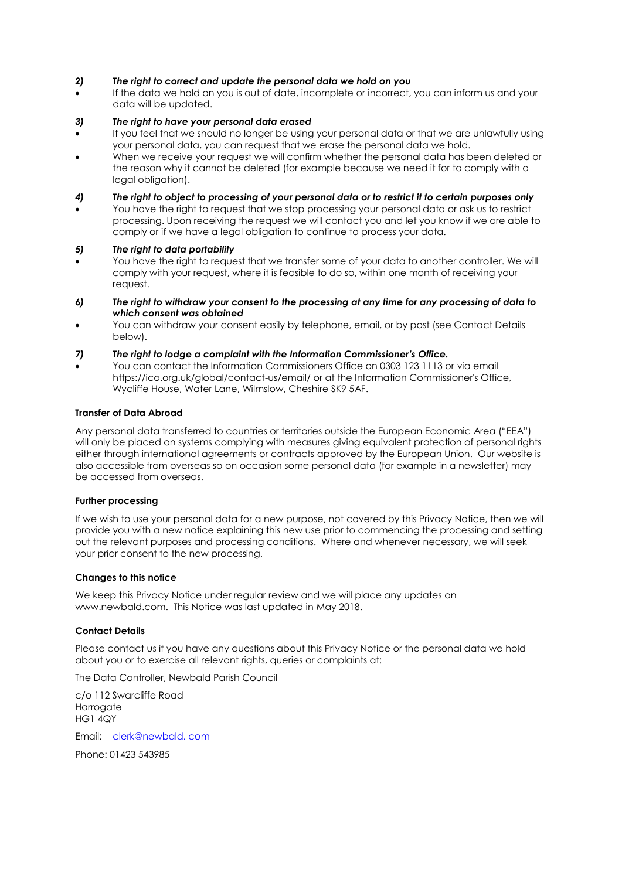*2) The right to correct and update the personal data we hold on you*

- If the data we hold on you is out of date, incomplete or incorrect, you can inform us and your data will be updated.

*3) The right to have your personal data erased*

- If you feel that we should no longer be using your personal data or that we are unlawfully using your personal data, you can request that we erase the personal data we hold.
- When we receive your request we will confirm whether the personal data has been deleted or the reason why it cannot be deleted (for example because we need it for to comply with a legal obligation).

*4) The right to object to processing of your personal data or to restrict it to certain purposes only*

- You have the right to request that we stop processing your personal data or ask us to restrict processing. Upon receiving the request we will contact you and let you know if we are able to comply or if we have a legal obligation to continue to process your data.

*5) The right to data portability*

- You have the right to request that we transfer some of your data to another controller. We will comply with your request, where it is feasible to do so, within one month of receiving your request.

*6) The right to withdraw your consent to the processing at any time for any processing of data to which consent was obtained*

- You can withdraw your consent easily by telephone, email, or by post (see Contact Details below).

*7) The right to lodge a complaint with the Information Commissioner's Office.*

- You can contact the Information Commissioners Office on 0303 123 1113 or via email https://ico.org.uk/global/contact-us/email/ or at the Information Commissioner's Office, Wycliffe House, Water Lane, Wilmslow, Cheshire SK9 5AF.

**Transfer of Data Abroad**

Any personal data transferred to countries or territories outside the European Economic Area ("EEA") will only be placed on systems complying with measures giving equivalent protection of personal rights either through international agreements or contracts approved by the European Union. Our website is also accessible from overseas so on occasion some personal data (for example in a newsletter) may be accessed from overseas.

**Further processing**

If we wish to use your personal data for a new purpose, not covered by this Privacy Notice, then we will provide you with a new notice explaining this new use prior to commencing the processing and setting out the relevant purposes and processing conditions. Where and whenever necessary, we will seek your prior consent to the new processing.

**Changes to this notice**

We keep this Privacy Notice under regular review and we will place any updates on www.newbald.com. This Notice was last updated in May 2018.

**Contact Details**

Please contact us if you have any questions about this Privacy Notice or the personal data we hold about you or to exercise all relevant rights, queries or complaints at:

The Data Controller, Newbald Parish Council

c/o 112 Swarcliffe Road
Harrogate
HG1 4QY

Email: clerk@newbald. com

Phone: 01423 543985